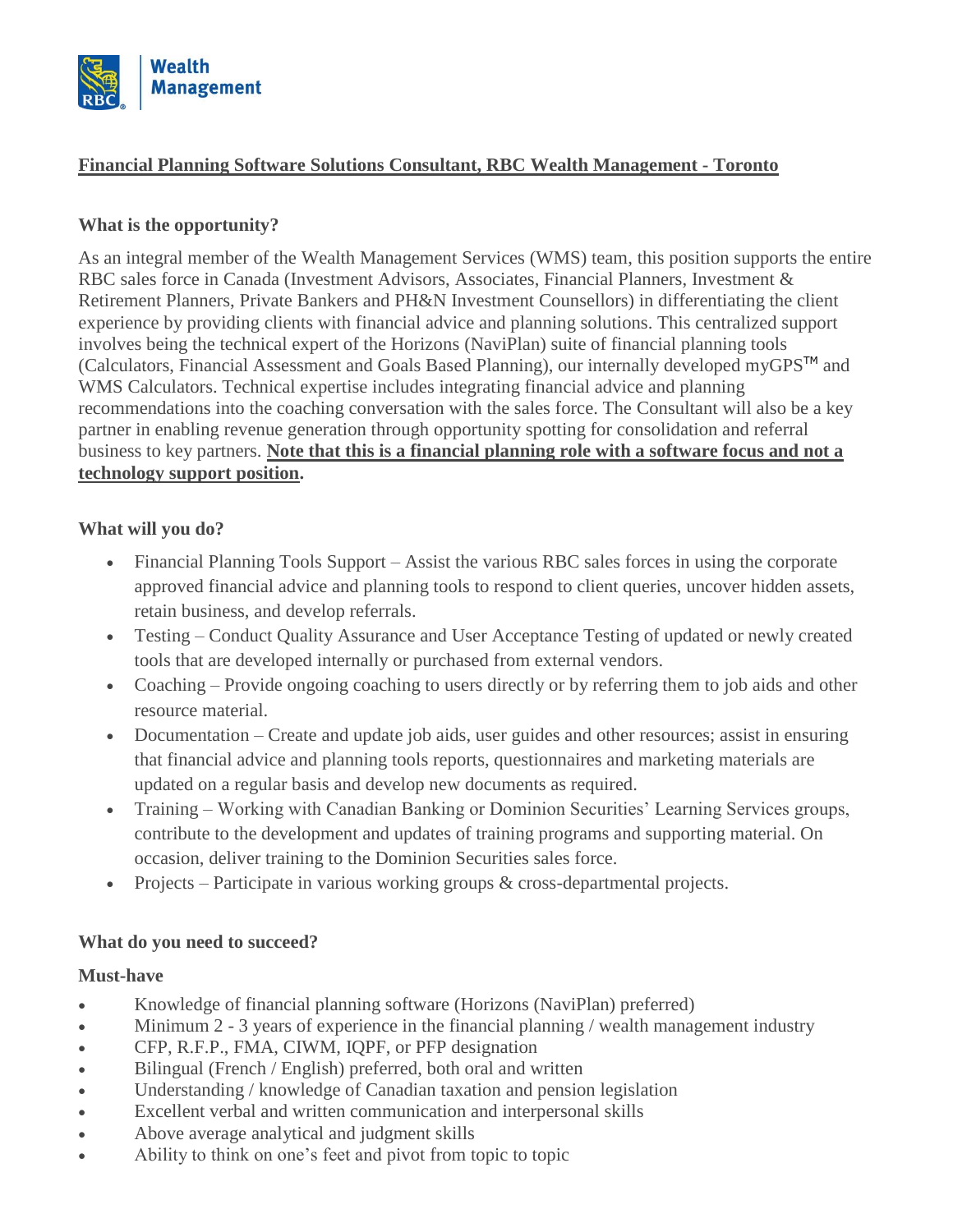**Financial Planning Software Solutions Consultant, RBC Wealth Management - Toronto**

### What is the opportunity?

As an integral member of the Wealth Management Services (WMS) team, this position supports the entire RBC sales force in Canada (Investment Advisors, Associates, Financial Planners, Investment & Retirement Planners, Private Bankers and PH&N Investment Counsellors) in differentiating the client experience by providing clients with financial advice and planning solutions. This centralized support involves being the technical expert of the Horizons (NaviPlan) suite of financial planning tools (Calculators, Financial Assessment and Goals Based Planning), our internally developed myGPS™ and WMS Calculators. Technical expertise includes integrating financial advice and planning recommendations into the coaching conversation with the sales force. The Consultant will also be a key partner in enabling revenue generation through opportunity spotting for consolidation and referral business to key partners. **Note that this is a financial planning role with a software focus and not a technology support position.**

### What will you do?

- Financial Planning Tools Support – Assist the various RBC sales forces in using the corporate approved financial advice and planning tools to respond to client queries, uncover hidden assets, retain business, and develop referrals.
- Testing – Conduct Quality Assurance and User Acceptance Testing of updated or newly created tools that are developed internally or purchased from external vendors.
- Coaching – Provide ongoing coaching to users directly or by referring them to job aids and other resource material.
- Documentation – Create and update job aids, user guides and other resources; assist in ensuring that financial advice and planning tools reports, questionnaires and marketing materials are updated on a regular basis and develop new documents as required.
- Training – Working with Canadian Banking or Dominion Securities' Learning Services groups, contribute to the development and updates of training programs and supporting material. On occasion, deliver training to the Dominion Securities sales force.
- Projects – Participate in various working groups & cross-departmental projects.

### What do you need to succeed?

#### Must-have

- Knowledge of financial planning software (Horizons (NaviPlan) preferred)
- Minimum 2 - 3 years of experience in the financial planning / wealth management industry
- CFP, R.F.P., FMA, CIWM, IQPF, or PFP designation
- Bilingual (French / English) preferred, both oral and written
- Understanding / knowledge of Canadian taxation and pension legislation
- Excellent verbal and written communication and interpersonal skills
- Above average analytical and judgment skills
- Ability to think on one's feet and pivot from topic to topic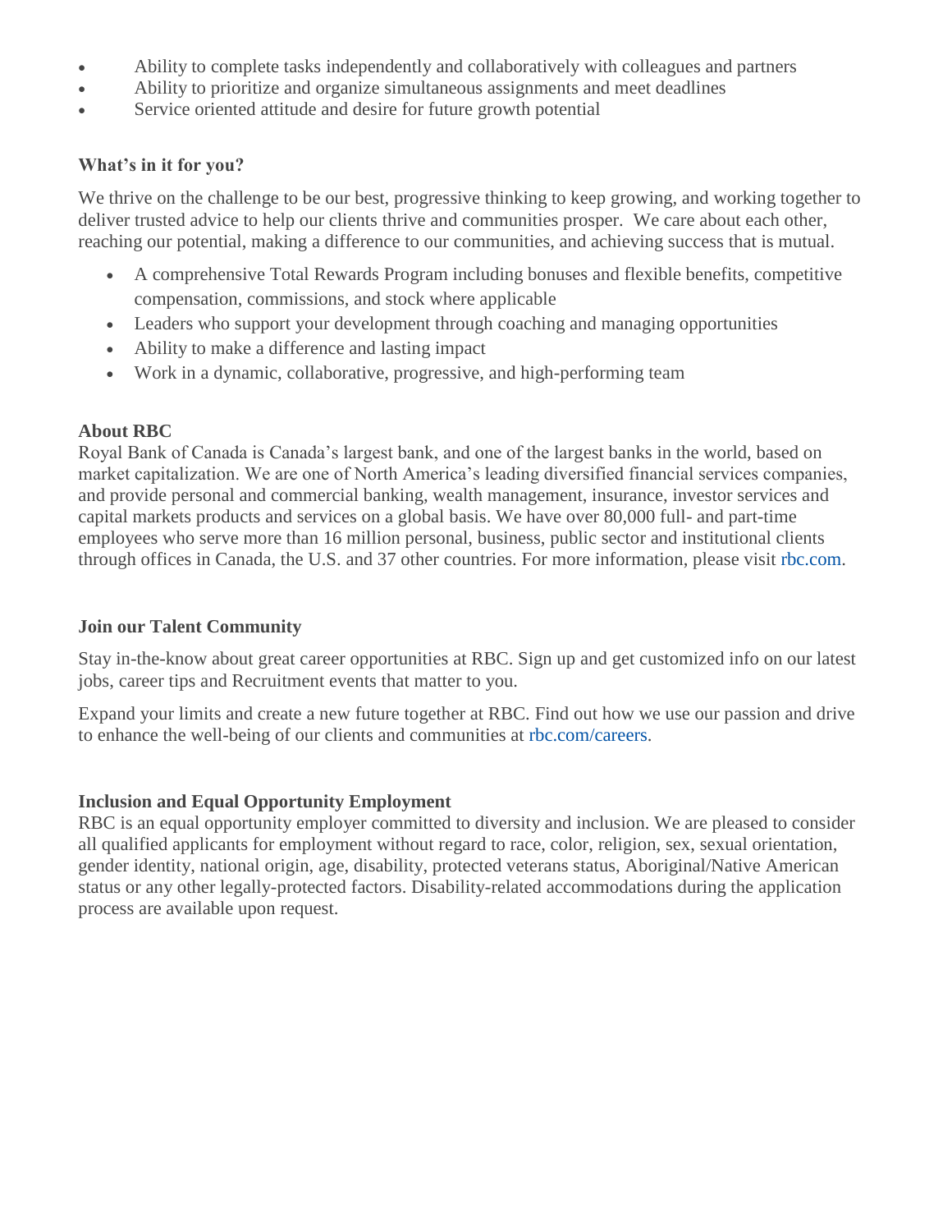- Ability to complete tasks independently and collaboratively with colleagues and partners
- Ability to prioritize and organize simultaneous assignments and meet deadlines
- Service oriented attitude and desire for future growth potential

**What's in it for you?**

We thrive on the challenge to be our best, progressive thinking to keep growing, and working together to deliver trusted advice to help our clients thrive and communities prosper. We care about each other, reaching our potential, making a difference to our communities, and achieving success that is mutual.

- A comprehensive Total Rewards Program including bonuses and flexible benefits, competitive compensation, commissions, and stock where applicable
- Leaders who support your development through coaching and managing opportunities
- Ability to make a difference and lasting impact
- Work in a dynamic, collaborative, progressive, and high-performing team

**About RBC**

Royal Bank of Canada is Canada's largest bank, and one of the largest banks in the world, based on market capitalization. We are one of North America's leading diversified financial services companies, and provide personal and commercial banking, wealth management, insurance, investor services and capital markets products and services on a global basis. We have over 80,000 full- and part-time employees who serve more than 16 million personal, business, public sector and institutional clients through offices in Canada, the U.S. and 37 other countries. For more information, please visit rbc.com.

**Join our Talent Community**

Stay in-the-know about great career opportunities at RBC. Sign up and get customized info on our latest jobs, career tips and Recruitment events that matter to you.

Expand your limits and create a new future together at RBC. Find out how we use our passion and drive to enhance the well-being of our clients and communities at rbc.com/careers.

**Inclusion and Equal Opportunity Employment**

RBC is an equal opportunity employer committed to diversity and inclusion. We are pleased to consider all qualified applicants for employment without regard to race, color, religion, sex, sexual orientation, gender identity, national origin, age, disability, protected veterans status, Aboriginal/Native American status or any other legally-protected factors. Disability-related accommodations during the application process are available upon request.